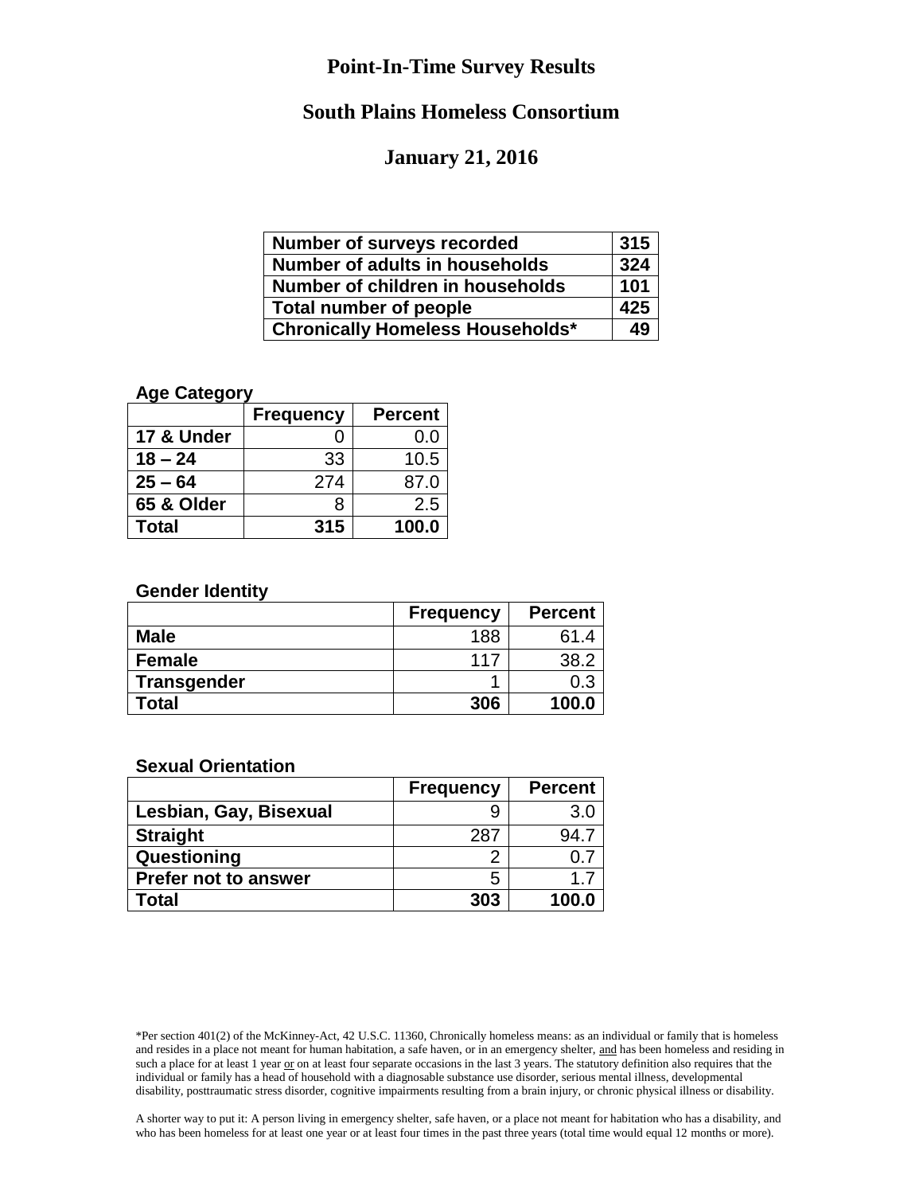# Point-In-Time Survey Results

## South Plains Homeless Consortium

## January 21, 2016

| | |
|---|---|
| **Number of surveys recorded** | **315** |
| **Number of adults in households** | **324** |
| **Number of children in households** | **101** |
| **Total number of people** | **425** |
| **Chronically Homeless Households*** | **49** |

**Age Category**

| | Frequency | Percent |
|---|---|---|
| **17 & Under** | 0 | 0.0 |
| **18 – 24** | 33 | 10.5 |
| **25 – 64** | 274 | 87.0 |
| **65 & Older** | 8 | 2.5 |
| **Total** | **315** | **100.0** |

**Gender Identity**

| | Frequency | Percent |
|---|---|---|
| **Male** | 188 | 61.4 |
| **Female** | 117 | 38.2 |
| **Transgender** | 1 | 0.3 |
| **Total** | **306** | **100.0** |

**Sexual Orientation**

| | Frequency | Percent |
|---|---|---|
| **Lesbian, Gay, Bisexual** | 9 | 3.0 |
| **Straight** | 287 | 94.7 |
| **Questioning** | 2 | 0.7 |
| **Prefer not to answer** | 5 | 1.7 |
| **Total** | **303** | **100.0** |

*Per section 401(2) of the McKinney-Act, 42 U.S.C. 11360, Chronically homeless means: as an individual or family that is homeless and resides in a place not meant for human habitation, a safe haven, or in an emergency shelter, and has been homeless and residing in such a place for at least 1 year or on at least four separate occasions in the last 3 years. The statutory definition also requires that the individual or family has a head of household with a diagnosable substance use disorder, serious mental illness, developmental disability, posttraumatic stress disorder, cognitive impairments resulting from a brain injury, or chronic physical illness or disability.

A shorter way to put it: A person living in emergency shelter, safe haven, or a place not meant for habitation who has a disability, and who has been homeless for at least one year or at least four times in the past three years (total time would equal 12 months or more).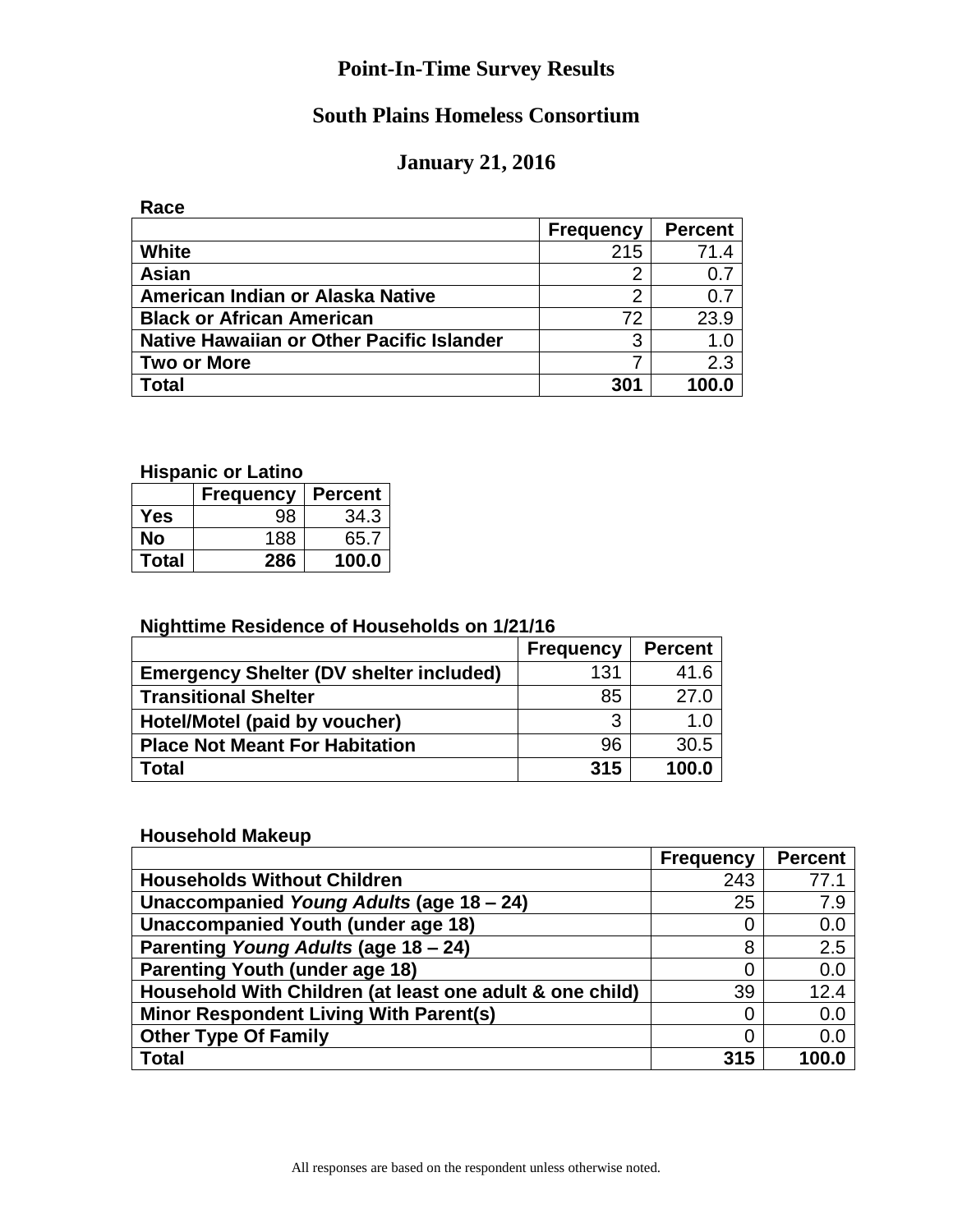# Point-In-Time Survey Results

## South Plains Homeless Consortium

## January 21, 2016

**Race**

| | Frequency | Percent |
|---|---|---|
| **White** | 215 | 71.4 |
| **Asian** | 2 | 0.7 |
| **American Indian or Alaska Native** | 2 | 0.7 |
| **Black or African American** | 72 | 23.9 |
| **Native Hawaiian or Other Pacific Islander** | 3 | 1.0 |
| **Two or More** | 7 | 2.3 |
| **Total** | **301** | **100.0** |

**Hispanic or Latino**

| | Frequency | Percent |
|---|---|---|
| **Yes** | 98 | 34.3 |
| **No** | 188 | 65.7 |
| **Total** | **286** | **100.0** |

**Nighttime Residence of Households on 1/21/16**

| | Frequency | Percent |
|---|---|---|
| **Emergency Shelter (DV shelter included)** | 131 | 41.6 |
| **Transitional Shelter** | 85 | 27.0 |
| **Hotel/Motel (paid by voucher)** | 3 | 1.0 |
| **Place Not Meant For Habitation** | 96 | 30.5 |
| **Total** | **315** | **100.0** |

**Household Makeup**

| | Frequency | Percent |
|---|---|---|
| **Households Without Children** | 243 | 77.1 |
| **Unaccompanied *Young Adults* (age 18 – 24)** | 25 | 7.9 |
| **Unaccompanied Youth (under age 18)** | 0 | 0.0 |
| **Parenting *Young Adults* (age 18 – 24)** | 8 | 2.5 |
| **Parenting Youth (under age 18)** | 0 | 0.0 |
| **Household With Children (at least one adult & one child)** | 39 | 12.4 |
| **Minor Respondent Living With Parent(s)** | 0 | 0.0 |
| **Other Type Of Family** | 0 | 0.0 |
| **Total** | **315** | **100.0** |

All responses are based on the respondent unless otherwise noted.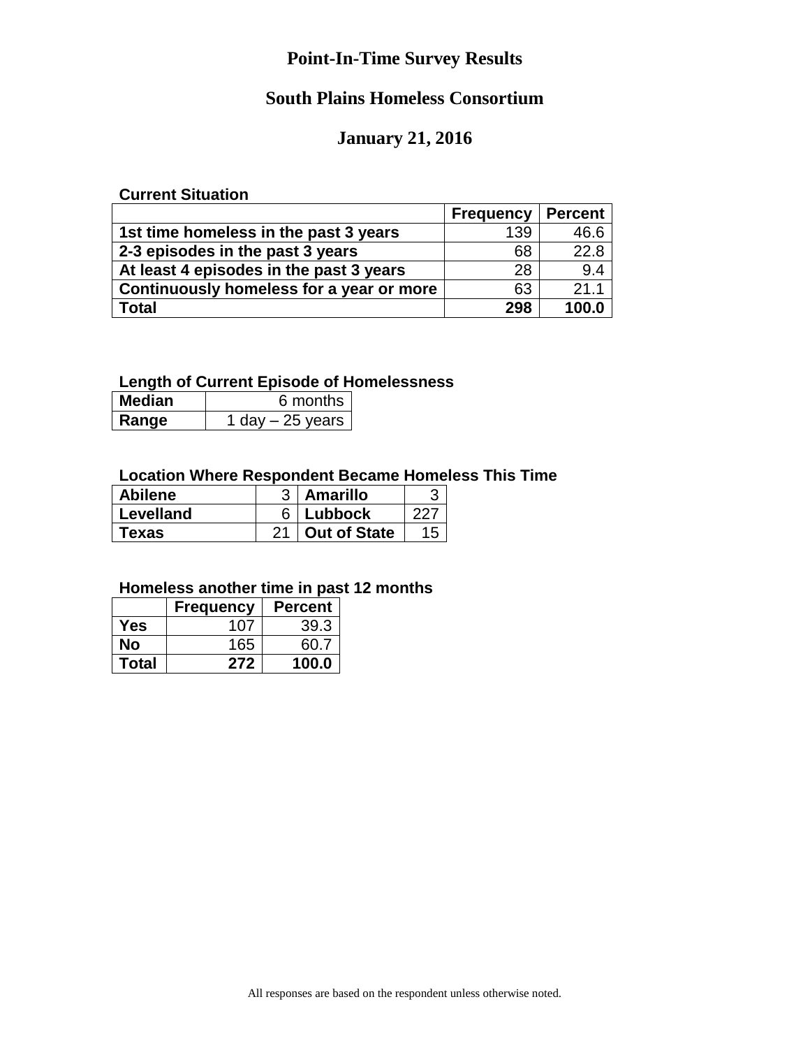# Point-In-Time Survey Results

## South Plains Homeless Consortium

## January 21, 2016

**Current Situation**

| | Frequency | Percent |
|---|---|---|
| 1st time homeless in the past 3 years | 139 | 46.6 |
| 2-3 episodes in the past 3 years | 68 | 22.8 |
| At least 4 episodes in the past 3 years | 28 | 9.4 |
| Continuously homeless for a year or more | 63 | 21.1 |
| **Total** | **298** | **100.0** |

**Length of Current Episode of Homelessness**

| | |
|---|---|
| **Median** | 6 months |
| **Range** | 1 day – 25 years |

**Location Where Respondent Became Homeless This Time**

| | | | |
|---|---|---|---|
| **Abilene** | 3 | **Amarillo** | 3 |
| **Levelland** | 6 | **Lubbock** | 227 |
| **Texas** | 21 | **Out of State** | 15 |

**Homeless another time in past 12 months**

| | Frequency | Percent |
|---|---|---|
| **Yes** | 107 | 39.3 |
| **No** | 165 | 60.7 |
| **Total** | **272** | **100.0** |

All responses are based on the respondent unless otherwise noted.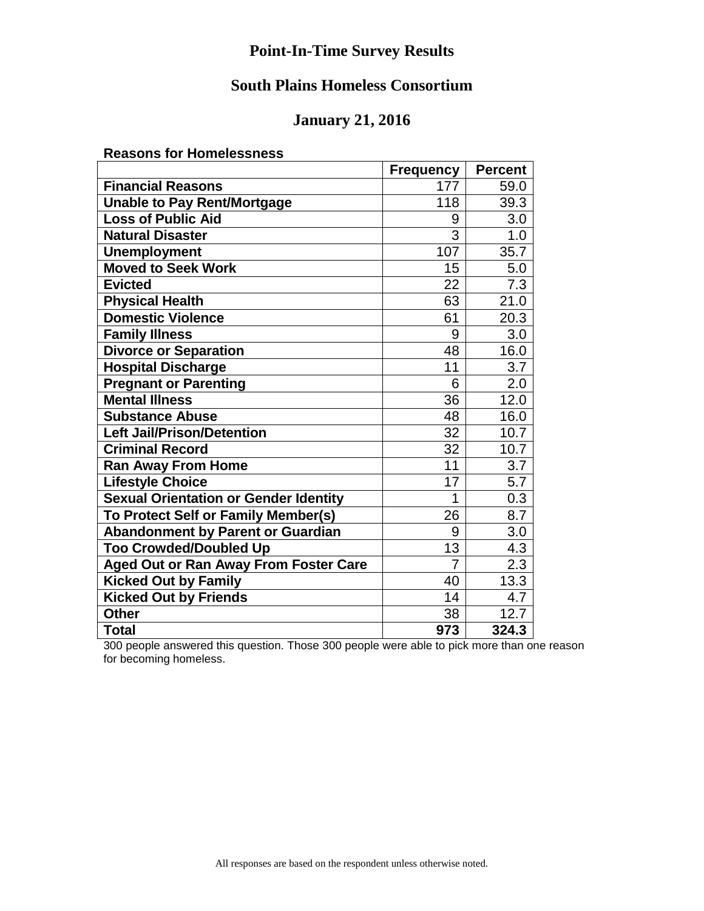# Point-In-Time Survey Results

## South Plains Homeless Consortium

## January 21, 2016

**Reasons for Homelessness**

| | Frequency | Percent |
|---|---|---|
| **Financial Reasons** | 177 | 59.0 |
| **Unable to Pay Rent/Mortgage** | 118 | 39.3 |
| **Loss of Public Aid** | 9 | 3.0 |
| **Natural Disaster** | 3 | 1.0 |
| **Unemployment** | 107 | 35.7 |
| **Moved to Seek Work** | 15 | 5.0 |
| **Evicted** | 22 | 7.3 |
| **Physical Health** | 63 | 21.0 |
| **Domestic Violence** | 61 | 20.3 |
| **Family Illness** | 9 | 3.0 |
| **Divorce or Separation** | 48 | 16.0 |
| **Hospital Discharge** | 11 | 3.7 |
| **Pregnant or Parenting** | 6 | 2.0 |
| **Mental Illness** | 36 | 12.0 |
| **Substance Abuse** | 48 | 16.0 |
| **Left Jail/Prison/Detention** | 32 | 10.7 |
| **Criminal Record** | 32 | 10.7 |
| **Ran Away From Home** | 11 | 3.7 |
| **Lifestyle Choice** | 17 | 5.7 |
| **Sexual Orientation or Gender Identity** | 1 | 0.3 |
| **To Protect Self or Family Member(s)** | 26 | 8.7 |
| **Abandonment by Parent or Guardian** | 9 | 3.0 |
| **Too Crowded/Doubled Up** | 13 | 4.3 |
| **Aged Out or Ran Away From Foster Care** | 7 | 2.3 |
| **Kicked Out by Family** | 40 | 13.3 |
| **Kicked Out by Friends** | 14 | 4.7 |
| **Other** | 38 | 12.7 |
| **Total** | **973** | **324.3** |

300 people answered this question. Those 300 people were able to pick more than one reason for becoming homeless.

All responses are based on the respondent unless otherwise noted.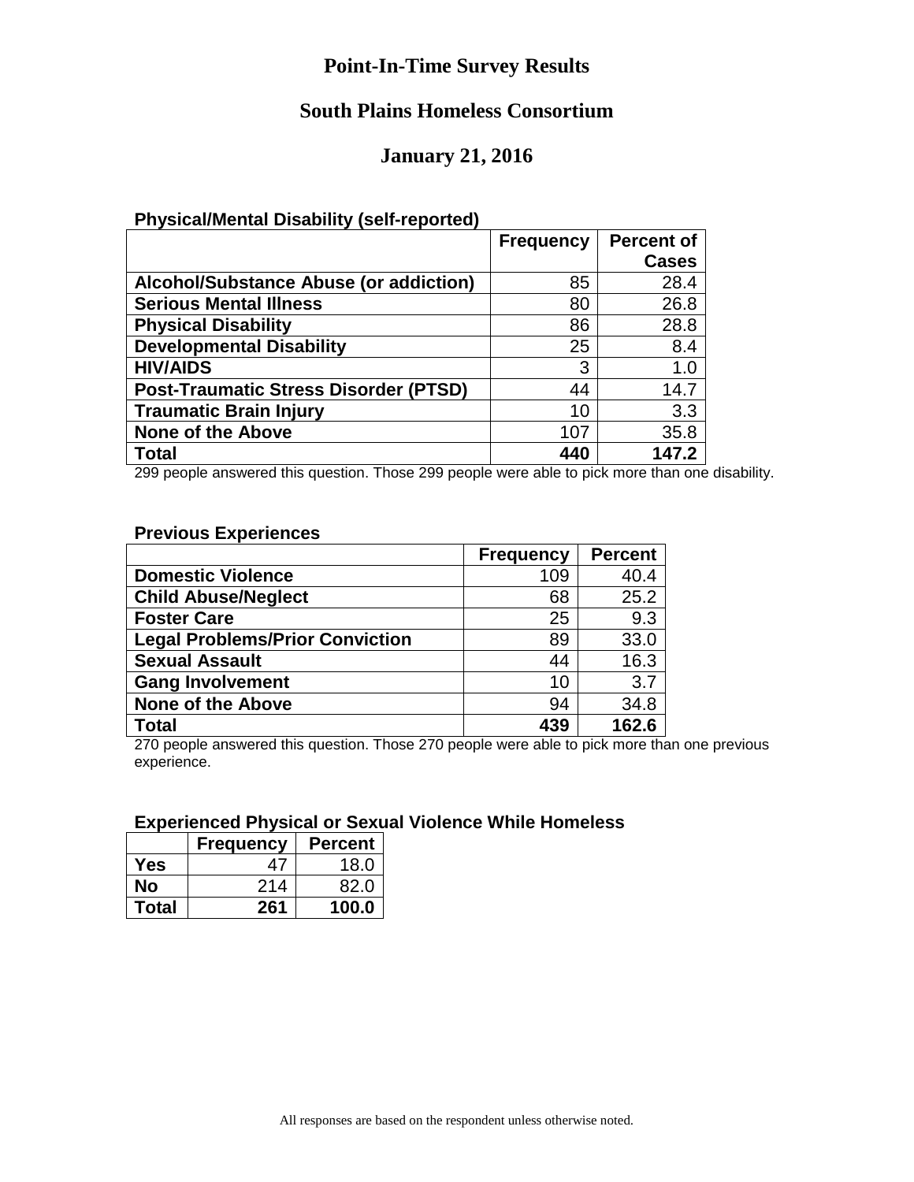# Point-In-Time Survey Results

## South Plains Homeless Consortium

## January 21, 2016

**Physical/Mental Disability (self-reported)**

| | Frequency | Percent of Cases |
|---|---|---|
| **Alcohol/Substance Abuse (or addiction)** | 85 | 28.4 |
| **Serious Mental Illness** | 80 | 26.8 |
| **Physical Disability** | 86 | 28.8 |
| **Developmental Disability** | 25 | 8.4 |
| **HIV/AIDS** | 3 | 1.0 |
| **Post-Traumatic Stress Disorder (PTSD)** | 44 | 14.7 |
| **Traumatic Brain Injury** | 10 | 3.3 |
| **None of the Above** | 107 | 35.8 |
| **Total** | **440** | **147.2** |

299 people answered this question. Those 299 people were able to pick more than one disability.

**Previous Experiences**

| | Frequency | Percent |
|---|---|---|
| **Domestic Violence** | 109 | 40.4 |
| **Child Abuse/Neglect** | 68 | 25.2 |
| **Foster Care** | 25 | 9.3 |
| **Legal Problems/Prior Conviction** | 89 | 33.0 |
| **Sexual Assault** | 44 | 16.3 |
| **Gang Involvement** | 10 | 3.7 |
| **None of the Above** | 94 | 34.8 |
| **Total** | **439** | **162.6** |

270 people answered this question. Those 270 people were able to pick more than one previous experience.

**Experienced Physical or Sexual Violence While Homeless**

| | Frequency | Percent |
|---|---|---|
| **Yes** | 47 | 18.0 |
| **No** | 214 | 82.0 |
| **Total** | **261** | **100.0** |

All responses are based on the respondent unless otherwise noted.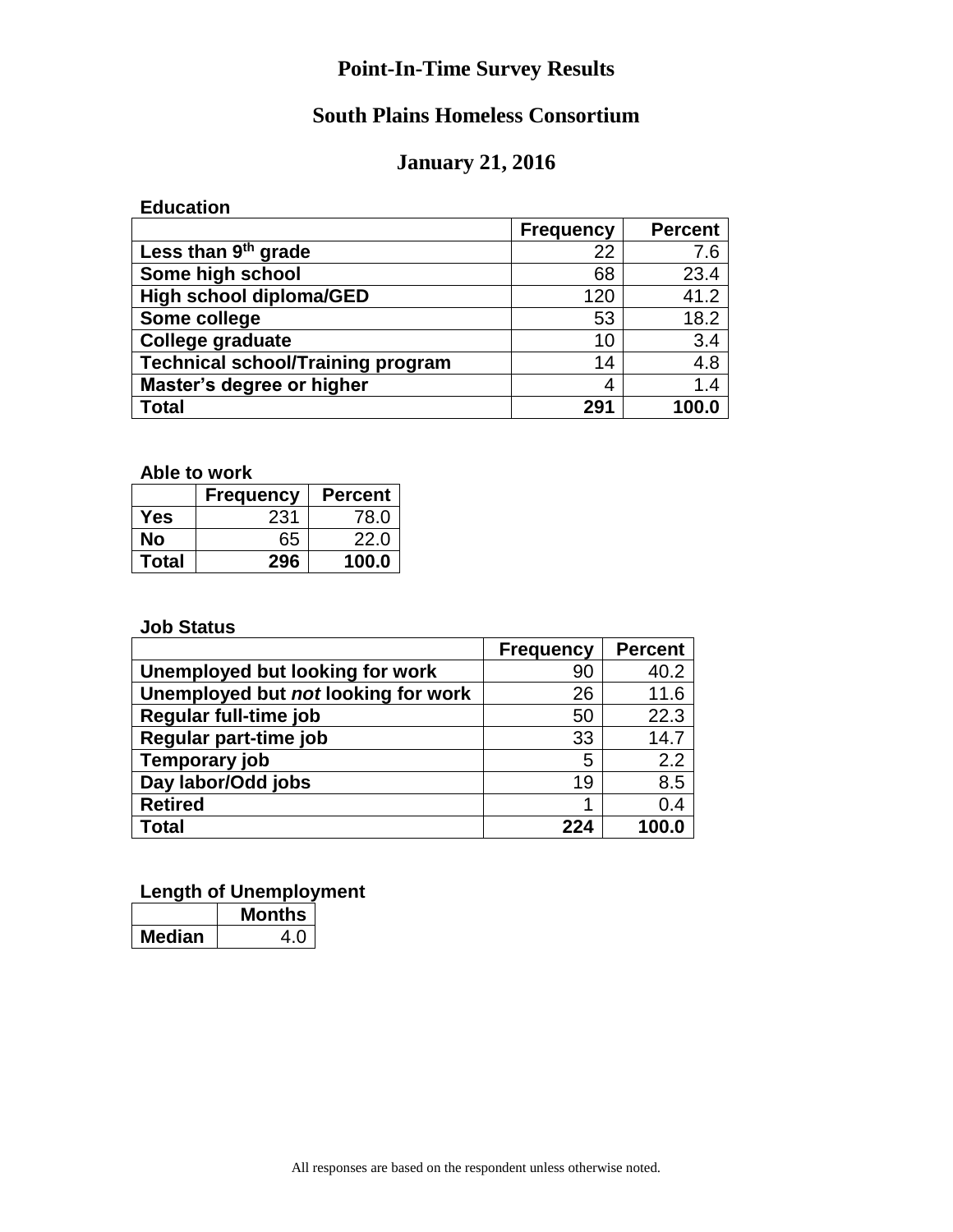# Point-In-Time Survey Results

## South Plains Homeless Consortium

## January 21, 2016

**Education**

| | Frequency | Percent |
|---|---|---|
| **Less than 9th grade** | 22 | 7.6 |
| **Some high school** | 68 | 23.4 |
| **High school diploma/GED** | 120 | 41.2 |
| **Some college** | 53 | 18.2 |
| **College graduate** | 10 | 3.4 |
| **Technical school/Training program** | 14 | 4.8 |
| **Master's degree or higher** | 4 | 1.4 |
| **Total** | **291** | **100.0** |

**Able to work**

| | Frequency | Percent |
|---|---|---|
| **Yes** | 231 | 78.0 |
| **No** | 65 | 22.0 |
| **Total** | **296** | **100.0** |

**Job Status**

| | Frequency | Percent |
|---|---|---|
| **Unemployed but looking for work** | 90 | 40.2 |
| **Unemployed but *not* looking for work** | 26 | 11.6 |
| **Regular full-time job** | 50 | 22.3 |
| **Regular part-time job** | 33 | 14.7 |
| **Temporary job** | 5 | 2.2 |
| **Day labor/Odd jobs** | 19 | 8.5 |
| **Retired** | 1 | 0.4 |
| **Total** | **224** | **100.0** |

**Length of Unemployment**

| | Months |
|---|---|
| **Median** | 4.0 |

All responses are based on the respondent unless otherwise noted.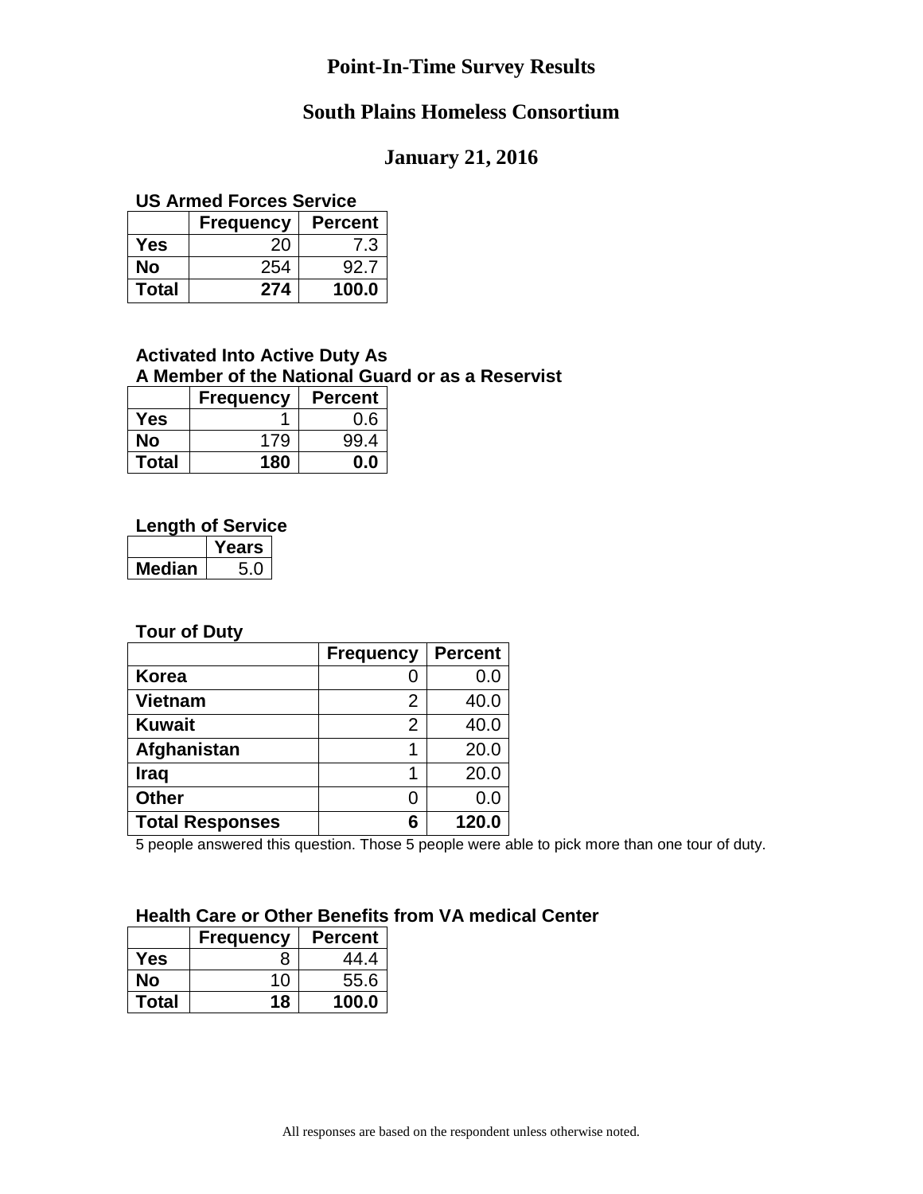# Point-In-Time Survey Results

## South Plains Homeless Consortium

## January 21, 2016

### US Armed Forces Service

| | Frequency | Percent |
|---|---|---|
| **Yes** | 20 | 7.3 |
| **No** | 254 | 92.7 |
| **Total** | **274** | **100.0** |

### Activated Into Active Duty As A Member of the National Guard or as a Reservist

| | Frequency | Percent |
|---|---|---|
| **Yes** | 1 | 0.6 |
| **No** | 179 | 99.4 |
| **Total** | **180** | **0.0** |

### Length of Service

| | Years |
|---|---|
| **Median** | 5.0 |

### Tour of Duty

| | Frequency | Percent |
|---|---|---|
| **Korea** | 0 | 0.0 |
| **Vietnam** | 2 | 40.0 |
| **Kuwait** | 2 | 40.0 |
| **Afghanistan** | 1 | 20.0 |
| **Iraq** | 1 | 20.0 |
| **Other** | 0 | 0.0 |
| **Total Responses** | **6** | **120.0** |

5 people answered this question. Those 5 people were able to pick more than one tour of duty.

### Health Care or Other Benefits from VA medical Center

| | Frequency | Percent |
|---|---|---|
| **Yes** | 8 | 44.4 |
| **No** | 10 | 55.6 |
| **Total** | **18** | **100.0** |

All responses are based on the respondent unless otherwise noted.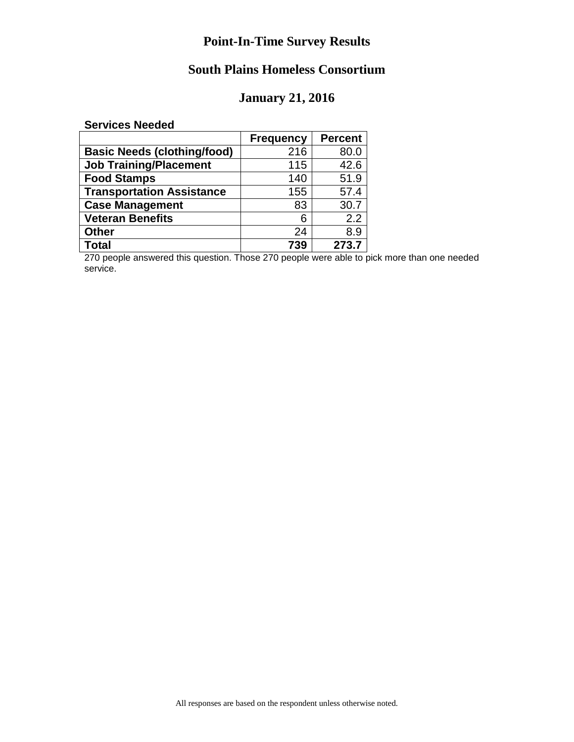# Point-In-Time Survey Results

## South Plains Homeless Consortium

## January 21, 2016

**Services Needed**

| | Frequency | Percent |
|---|---|---|
| **Basic Needs (clothing/food)** | 216 | 80.0 |
| **Job Training/Placement** | 115 | 42.6 |
| **Food Stamps** | 140 | 51.9 |
| **Transportation Assistance** | 155 | 57.4 |
| **Case Management** | 83 | 30.7 |
| **Veteran Benefits** | 6 | 2.2 |
| **Other** | 24 | 8.9 |
| **Total** | **739** | **273.7** |

270 people answered this question. Those 270 people were able to pick more than one needed service.

All responses are based on the respondent unless otherwise noted.